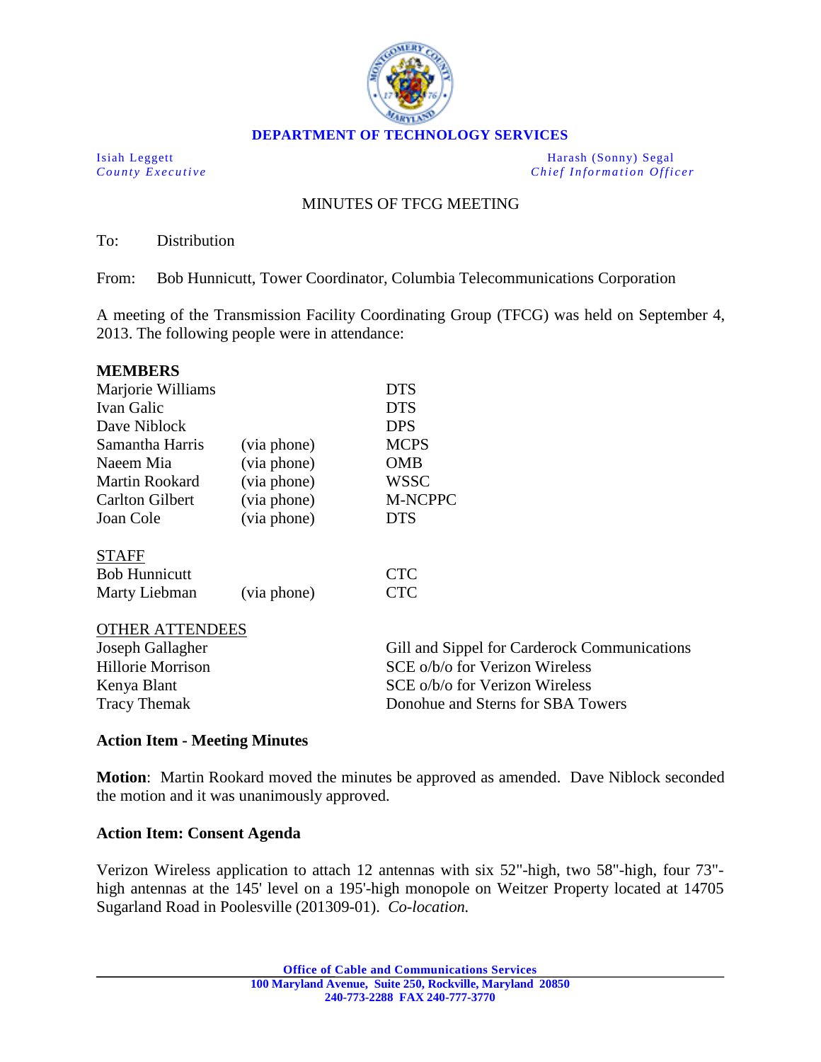**DEPARTMENT OF TECHNOLOGY SERVICES**

Isiah Leggett
*County Executive*

Harash (Sonny) Segal
*Chief Information Officer*

MINUTES OF TFCG MEETING

To: Distribution

From: Bob Hunnicutt, Tower Coordinator, Columbia Telecommunications Corporation

A meeting of the Transmission Facility Coordinating Group (TFCG) was held on September 4, 2013. The following people were in attendance:

**MEMBERS**

| | | |
|---|---|---|
| Marjorie Williams | | DTS |
| Ivan Galic | | DTS |
| Dave Niblock | | DPS |
| Samantha Harris | (via phone) | MCPS |
| Naeem Mia | (via phone) | OMB |
| Martin Rookard | (via phone) | WSSC |
| Carlton Gilbert | (via phone) | M-NCPPC |
| Joan Cole | (via phone) | DTS |

STAFF

| | | |
|---|---|---|
| Bob Hunnicutt | | CTC |
| Marty Liebman | (via phone) | CTC |

OTHER ATTENDEES

| | |
|---|---|
| Joseph Gallagher | Gill and Sippel for Carderock Communications |
| Hillorie Morrison | SCE o/b/o for Verizon Wireless |
| Kenya Blant | SCE o/b/o for Verizon Wireless |
| Tracy Themak | Donohue and Sterns for SBA Towers |

**Action Item - Meeting Minutes**

**Motion**: Martin Rookard moved the minutes be approved as amended. Dave Niblock seconded the motion and it was unanimously approved.

**Action Item: Consent Agenda**

Verizon Wireless application to attach 12 antennas with six 52"-high, two 58"-high, four 73"-high antennas at the 145' level on a 195'-high monopole on Weitzer Property located at 14705 Sugarland Road in Poolesville (201309-01). *Co-location.*

**Office of Cable and Communications Services**
**100 Maryland Avenue, Suite 250, Rockville, Maryland 20850**
**240-773-2288 FAX 240-777-3770**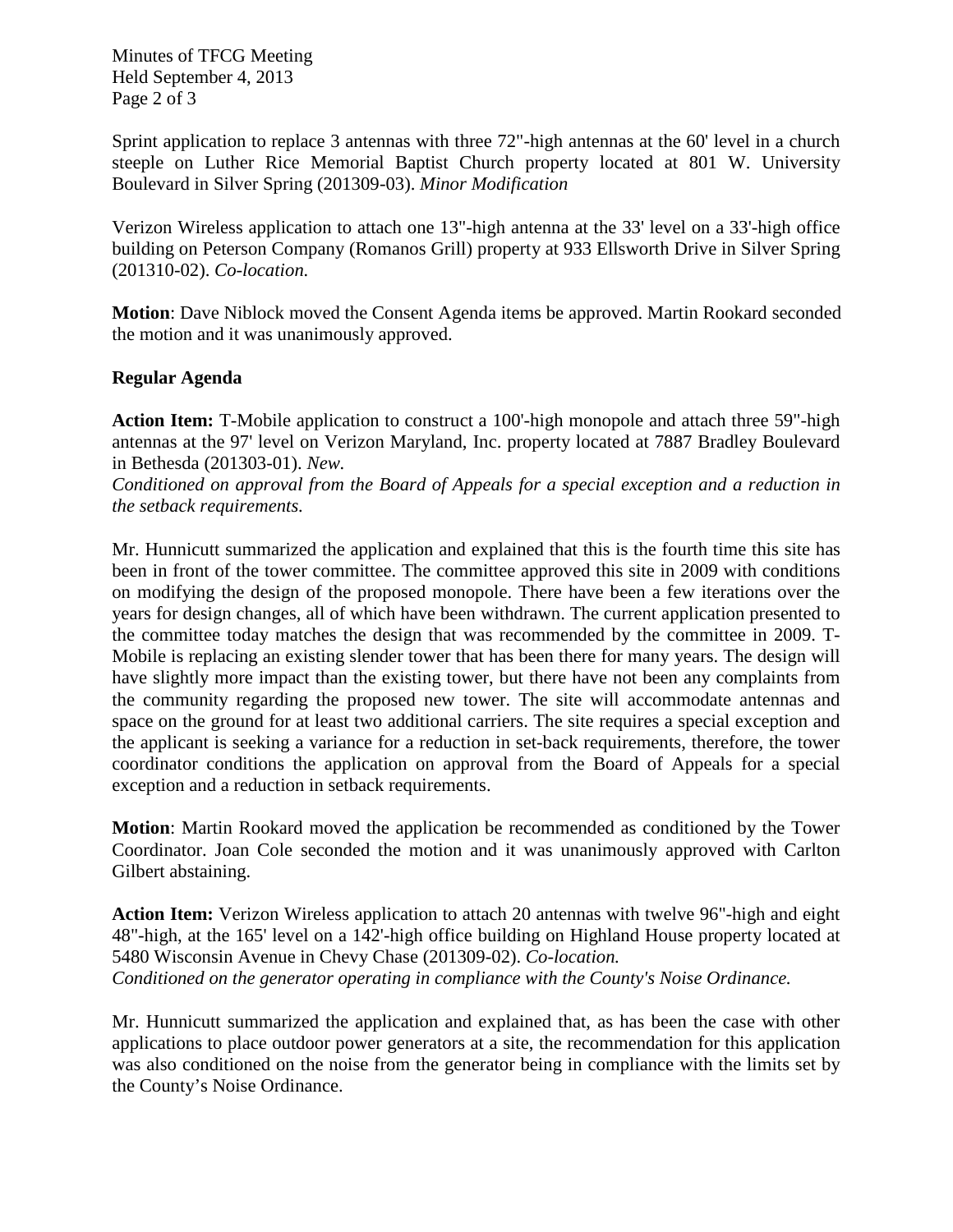Sprint application to replace 3 antennas with three 72"-high antennas at the 60' level in a church steeple on Luther Rice Memorial Baptist Church property located at 801 W. University Boulevard in Silver Spring (201309-03). *Minor Modification*

Verizon Wireless application to attach one 13"-high antenna at the 33' level on a 33'-high office building on Peterson Company (Romanos Grill) property at 933 Ellsworth Drive in Silver Spring (201310-02). *Co-location.*

**Motion**: Dave Niblock moved the Consent Agenda items be approved. Martin Rookard seconded the motion and it was unanimously approved.

**Regular Agenda**

**Action Item:** T-Mobile application to construct a 100'-high monopole and attach three 59"-high antennas at the 97' level on Verizon Maryland, Inc. property located at 7887 Bradley Boulevard in Bethesda (201303-01). *New.*
*Conditioned on approval from the Board of Appeals for a special exception and a reduction in the setback requirements.*

Mr. Hunnicutt summarized the application and explained that this is the fourth time this site has been in front of the tower committee. The committee approved this site in 2009 with conditions on modifying the design of the proposed monopole. There have been a few iterations over the years for design changes, all of which have been withdrawn. The current application presented to the committee today matches the design that was recommended by the committee in 2009. T-Mobile is replacing an existing slender tower that has been there for many years. The design will have slightly more impact than the existing tower, but there have not been any complaints from the community regarding the proposed new tower. The site will accommodate antennas and space on the ground for at least two additional carriers. The site requires a special exception and the applicant is seeking a variance for a reduction in set-back requirements, therefore, the tower coordinator conditions the application on approval from the Board of Appeals for a special exception and a reduction in setback requirements.

**Motion**: Martin Rookard moved the application be recommended as conditioned by the Tower Coordinator. Joan Cole seconded the motion and it was unanimously approved with Carlton Gilbert abstaining.

**Action Item:** Verizon Wireless application to attach 20 antennas with twelve 96"-high and eight 48"-high, at the 165' level on a 142'-high office building on Highland House property located at 5480 Wisconsin Avenue in Chevy Chase (201309-02). *Co-location.*
*Conditioned on the generator operating in compliance with the County's Noise Ordinance.*

Mr. Hunnicutt summarized the application and explained that, as has been the case with other applications to place outdoor power generators at a site, the recommendation for this application was also conditioned on the noise from the generator being in compliance with the limits set by the County's Noise Ordinance.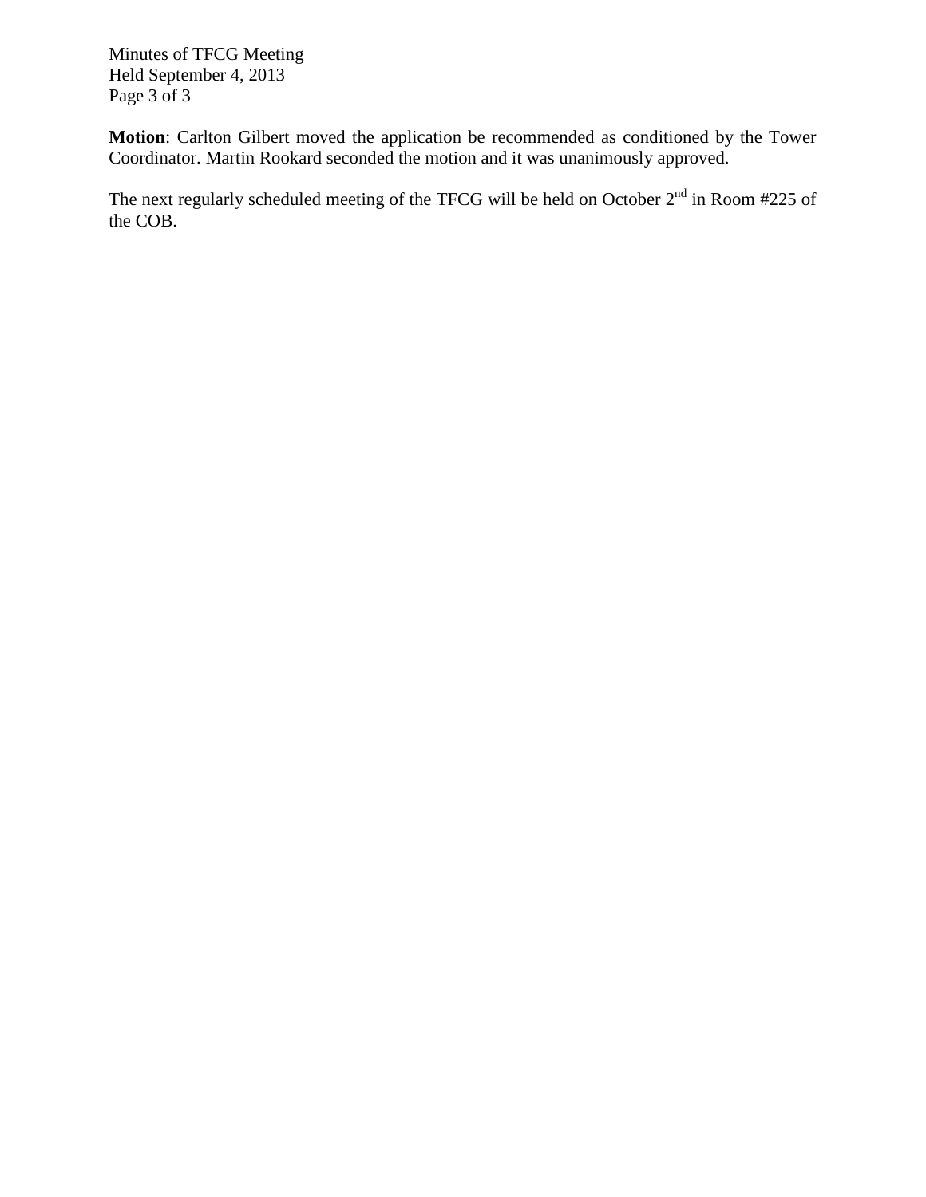**Motion**: Carlton Gilbert moved the application be recommended as conditioned by the Tower Coordinator. Martin Rookard seconded the motion and it was unanimously approved.

The next regularly scheduled meeting of the TFCG will be held on October 2nd in Room #225 of the COB.